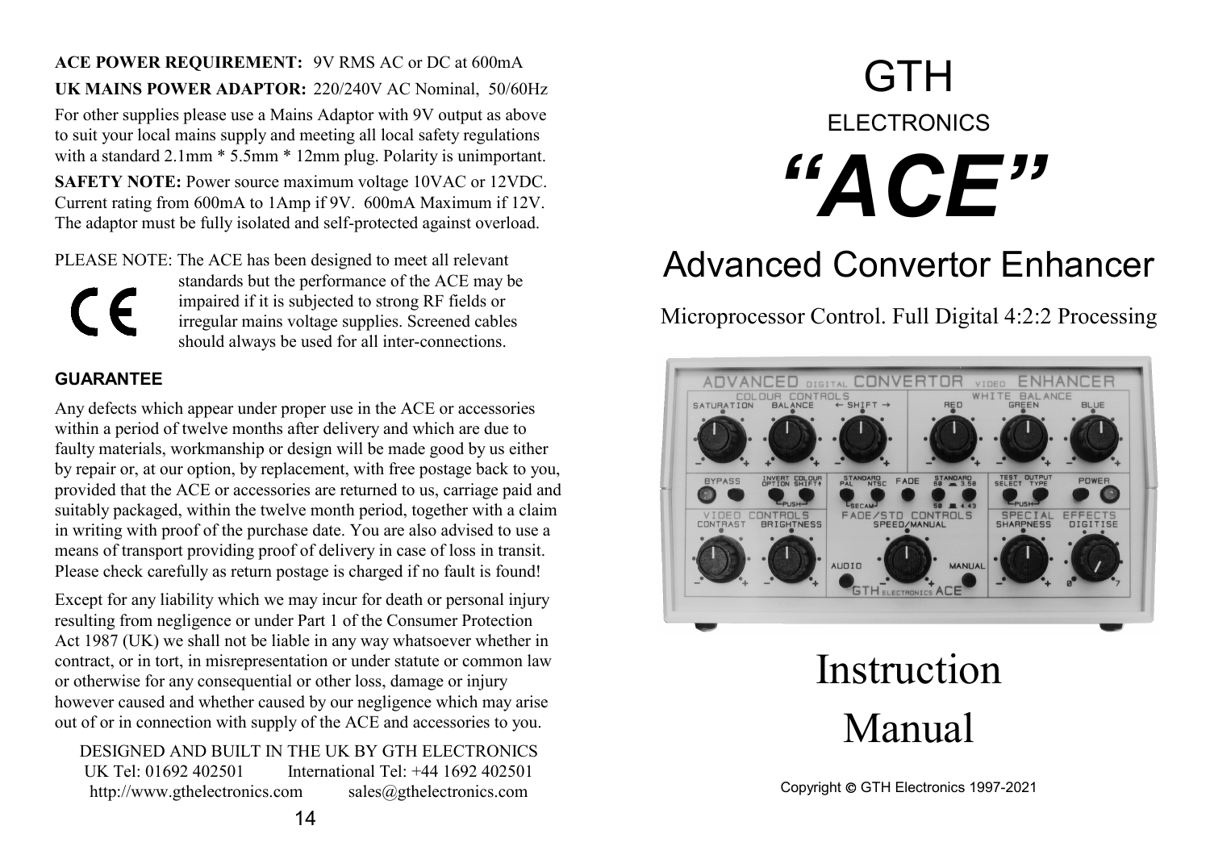**ACE POWER REQUIREMENT:** 9V RMS AC or DC at 600mA

**UK MAINS POWER ADAPTOR:** 220/240V AC Nominal, 50/60Hz

For other supplies please use a Mains Adaptor with 9V output as above to suit your local mains supply and meeting all local safety regulations with a standard 2.1mm * 5.5mm * 12mm plug. Polarity is unimportant.

**SAFETY NOTE:** Power source maximum voltage 10VAC or 12VDC. Current rating from 600mA to 1Amp if 9V. 600mA Maximum if 12V. The adaptor must be fully isolated and self-protected against overload.

PLEASE NOTE: The ACE has been designed to meet all relevant standards but the performance of the ACE may be impaired if it is subjected to strong RF fields or irregular mains voltage supplies. Screened cables should always be used for all inter-connections.

CE

### GUARANTEE

Any defects which appear under proper use in the ACE or accessories within a period of twelve months after delivery and which are due to faulty materials, workmanship or design will be made good by us either by repair or, at our option, by replacement, with free postage back to you, provided that the ACE or accessories are returned to us, carriage paid and suitably packaged, within the twelve month period, together with a claim in writing with proof of the purchase date. You are also advised to use a means of transport providing proof of delivery in case of loss in transit. Please check carefully as return postage is charged if no fault is found!

Except for any liability which we may incur for death or personal injury resulting from negligence or under Part 1 of the Consumer Protection Act 1987 (UK) we shall not be liable in any way whatsoever whether in contract, or in tort, in misrepresentation or under statute or common law or otherwise for any consequential or other loss, damage or injury however caused and whether caused by our negligence which may arise out of or in connection with supply of the ACE and accessories to you.

DESIGNED AND BUILT IN THE UK BY GTH ELECTRONICS
UK Tel: 01692 402501 International Tel: +44 1692 402501
http://www.gthelectronics.com sales@gthelectronics.com

# GTH

## ELECTRONICS

# *"ACE"*

## Advanced Convertor Enhancer

Microprocessor Control. Full Digital 4:2:2 Processing

ADVANCED DIGITAL CONVERTOR VIDEO ENHANCER
COLOUR CONTROLS: SATURATION, BALANCE, ← SHIFT →
WHITE BALANCE: RED, GREEN, BLUE
BYPASS, INVERT OPTION, COLOUR SHIFT, STANDARD PAL NTSC, SECAM, FADE, STANDARD 60 3.58, 50 4.43, TEST SELECT, OUTPUT TYPE, POWER
VIDEO CONTROLS: CONTRAST, BRIGHTNESS
FADE/STD CONTROLS: SPEED/MANUAL, AUDIO, MANUAL
SPECIAL EFFECTS: SHARPNESS, DIGITISE
GTH ELECTRONICS ACE

# Instruction Manual

Copyright © GTH Electronics 1997-2021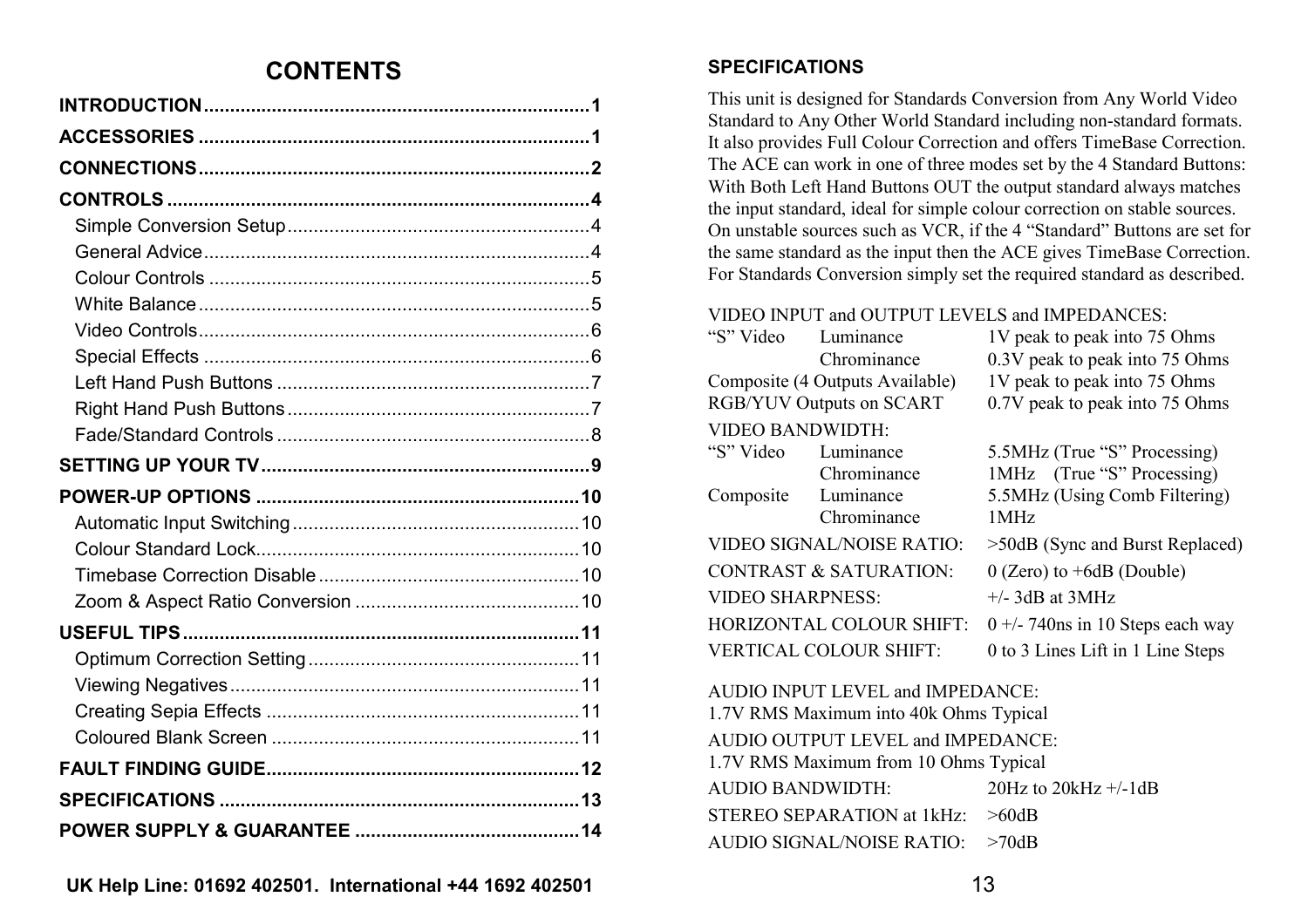# CONTENTS

**INTRODUCTION** .......... 1

**ACCESSORIES** .......... 1

**CONNECTIONS** .......... 2

**CONTROLS** .......... 4

- Simple Conversion Setup .......... 4
- General Advice .......... 4
- Colour Controls .......... 5
- White Balance .......... 5
- Video Controls .......... 6
- Special Effects .......... 6
- Left Hand Push Buttons .......... 7
- Right Hand Push Buttons .......... 7
- Fade/Standard Controls .......... 8

**SETTING UP YOUR TV** .......... 9

**POWER-UP OPTIONS** .......... 10

- Automatic Input Switching .......... 10
- Colour Standard Lock .......... 10
- Timebase Correction Disable .......... 10
- Zoom & Aspect Ratio Conversion .......... 10

**USEFUL TIPS** .......... 11

- Optimum Correction Setting .......... 11
- Viewing Negatives .......... 11
- Creating Sepia Effects .......... 11
- Coloured Blank Screen .......... 11

**FAULT FINDING GUIDE** .......... 12

**SPECIFICATIONS** .......... 13

**POWER SUPPLY & GUARANTEE** .......... 14

**UK Help Line: 01692 402501. International +44 1692 402501**

## SPECIFICATIONS

This unit is designed for Standards Conversion from Any World Video Standard to Any Other World Standard including non-standard formats. It also provides Full Colour Correction and offers TimeBase Correction. The ACE can work in one of three modes set by the 4 Standard Buttons: With Both Left Hand Buttons OUT the output standard always matches the input standard, ideal for simple colour correction on stable sources. On unstable sources such as VCR, if the 4 "Standard" Buttons are set for the same standard as the input then the ACE gives TimeBase Correction. For Standards Conversion simply set the required standard as described.

VIDEO INPUT and OUTPUT LEVELS and IMPEDANCES:

| | | |
|---|---|---|
| "S" Video | Luminance | 1V peak to peak into 75 Ohms |
| | Chrominance | 0.3V peak to peak into 75 Ohms |
| Composite (4 Outputs Available) | | 1V peak to peak into 75 Ohms |
| RGB/YUV Outputs on SCART | | 0.7V peak to peak into 75 Ohms |

VIDEO BANDWIDTH:

| | | |
|---|---|---|
| "S" Video | Luminance | 5.5MHz (True "S" Processing) |
| | Chrominance | 1MHz (True "S" Processing) |
| Composite | Luminance | 5.5MHz (Using Comb Filtering) |
| | Chrominance | 1MHz |

| | |
|---|---|
| VIDEO SIGNAL/NOISE RATIO: | >50dB (Sync and Burst Replaced) |
| CONTRAST & SATURATION: | 0 (Zero) to +6dB (Double) |
| VIDEO SHARPNESS: | +/- 3dB at 3MHz |
| HORIZONTAL COLOUR SHIFT: | 0 +/- 740ns in 10 Steps each way |
| VERTICAL COLOUR SHIFT: | 0 to 3 Lines Lift in 1 Line Steps |

AUDIO INPUT LEVEL and IMPEDANCE:
1.7V RMS Maximum into 40k Ohms Typical

AUDIO OUTPUT LEVEL and IMPEDANCE:
1.7V RMS Maximum from 10 Ohms Typical

| | |
|---|---|
| AUDIO BANDWIDTH: | 20Hz to 20kHz +/-1dB |
| STEREO SEPARATION at 1kHz: | >60dB |
| AUDIO SIGNAL/NOISE RATIO: | >70dB |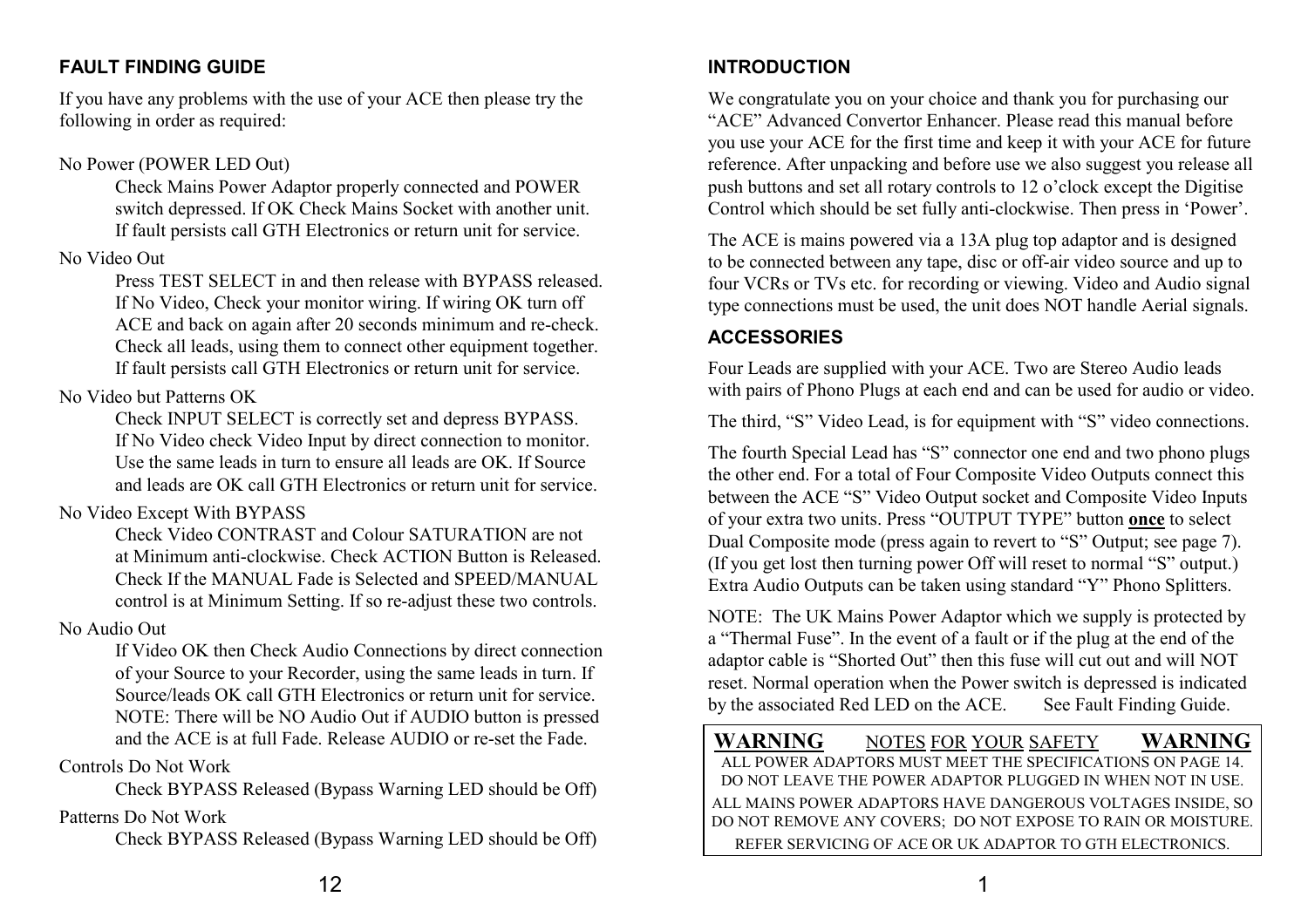## FAULT FINDING GUIDE

If you have any problems with the use of your ACE then please try the following in order as required:

No Power (POWER LED Out)

> Check Mains Power Adaptor properly connected and POWER switch depressed. If OK Check Mains Socket with another unit. If fault persists call GTH Electronics or return unit for service.

No Video Out

> Press TEST SELECT in and then release with BYPASS released. If No Video, Check your monitor wiring. If wiring OK turn off ACE and back on again after 20 seconds minimum and re-check. Check all leads, using them to connect other equipment together. If fault persists call GTH Electronics or return unit for service.

No Video but Patterns OK

> Check INPUT SELECT is correctly set and depress BYPASS. If No Video check Video Input by direct connection to monitor. Use the same leads in turn to ensure all leads are OK. If Source and leads are OK call GTH Electronics or return unit for service.

No Video Except With BYPASS

> Check Video CONTRAST and Colour SATURATION are not at Minimum anti-clockwise. Check ACTION Button is Released. Check If the MANUAL Fade is Selected and SPEED/MANUAL control is at Minimum Setting. If so re-adjust these two controls.

No Audio Out

> If Video OK then Check Audio Connections by direct connection of your Source to your Recorder, using the same leads in turn. If Source/leads OK call GTH Electronics or return unit for service. NOTE: There will be NO Audio Out if AUDIO button is pressed and the ACE is at full Fade. Release AUDIO or re-set the Fade.

Controls Do Not Work

> Check BYPASS Released (Bypass Warning LED should be Off)

Patterns Do Not Work

> Check BYPASS Released (Bypass Warning LED should be Off)

## INTRODUCTION

We congratulate you on your choice and thank you for purchasing our "ACE" Advanced Convertor Enhancer. Please read this manual before you use your ACE for the first time and keep it with your ACE for future reference. After unpacking and before use we also suggest you release all push buttons and set all rotary controls to 12 o'clock except the Digitise Control which should be set fully anti-clockwise. Then press in 'Power'.

The ACE is mains powered via a 13A plug top adaptor and is designed to be connected between any tape, disc or off-air video source and up to four VCRs or TVs etc. for recording or viewing. Video and Audio signal type connections must be used, the unit does NOT handle Aerial signals.

## ACCESSORIES

Four Leads are supplied with your ACE. Two are Stereo Audio leads with pairs of Phono Plugs at each end and can be used for audio or video.

The third, "S" Video Lead, is for equipment with "S" video connections.

The fourth Special Lead has "S" connector one end and two phono plugs the other end. For a total of Four Composite Video Outputs connect this between the ACE "S" Video Output socket and Composite Video Inputs of your extra two units. Press "OUTPUT TYPE" button **once** to select Dual Composite mode (press again to revert to "S" Output; see page 7). (If you get lost then turning power Off will reset to normal "S" output.) Extra Audio Outputs can be taken using standard "Y" Phono Splitters.

NOTE: The UK Mains Power Adaptor which we supply is protected by a "Thermal Fuse". In the event of a fault or if the plug at the end of the adaptor cable is "Shorted Out" then this fuse will cut out and will NOT reset. Normal operation when the Power switch is depressed is indicated by the associated Red LED on the ACE. See Fault Finding Guide.

**WARNING** NOTES FOR YOUR SAFETY **WARNING**

ALL POWER ADAPTORS MUST MEET THE SPECIFICATIONS ON PAGE 14. DO NOT LEAVE THE POWER ADAPTOR PLUGGED IN WHEN NOT IN USE.

ALL MAINS POWER ADAPTORS HAVE DANGEROUS VOLTAGES INSIDE, SO DO NOT REMOVE ANY COVERS; DO NOT EXPOSE TO RAIN OR MOISTURE.

REFER SERVICING OF ACE OR UK ADAPTOR TO GTH ELECTRONICS.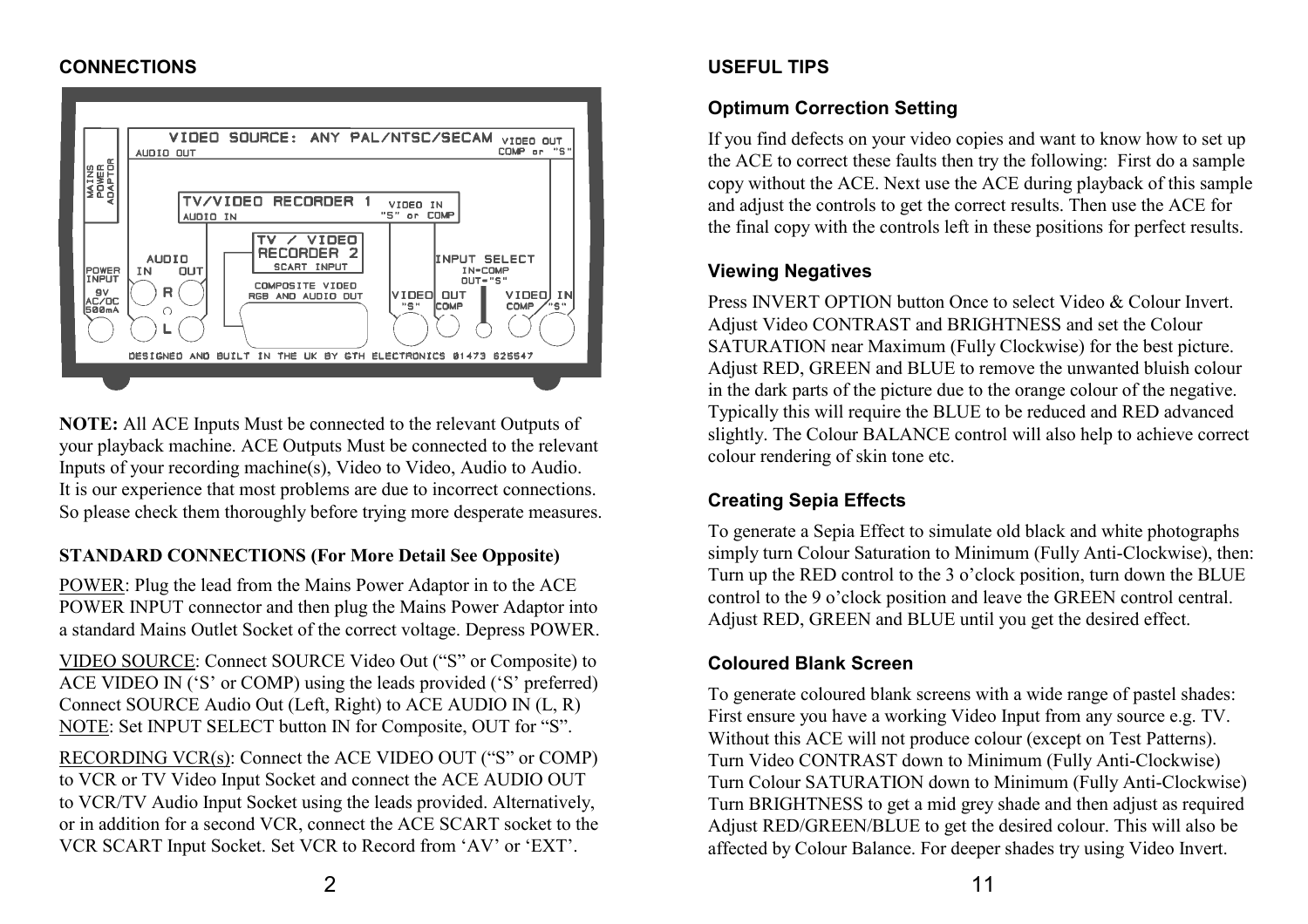## CONNECTIONS

**NOTE:** All ACE Inputs Must be connected to the relevant Outputs of your playback machine. ACE Outputs Must be connected to the relevant Inputs of your recording machine(s), Video to Video, Audio to Audio. It is our experience that most problems are due to incorrect connections. So please check them thoroughly before trying more desperate measures.

### STANDARD CONNECTIONS (For More Detail See Opposite)

POWER: Plug the lead from the Mains Power Adaptor in to the ACE POWER INPUT connector and then plug the Mains Power Adaptor into a standard Mains Outlet Socket of the correct voltage. Depress POWER.

VIDEO SOURCE: Connect SOURCE Video Out (“S” or Composite) to ACE VIDEO IN (‘S’ or COMP) using the leads provided (‘S’ preferred) Connect SOURCE Audio Out (Left, Right) to ACE AUDIO IN (L, R) NOTE: Set INPUT SELECT button IN for Composite, OUT for “S”.

RECORDING VCR(s): Connect the ACE VIDEO OUT (“S” or COMP) to VCR or TV Video Input Socket and connect the ACE AUDIO OUT to VCR/TV Audio Input Socket using the leads provided. Alternatively, or in addition for a second VCR, connect the ACE SCART socket to the VCR SCART Input Socket. Set VCR to Record from ‘AV’ or ‘EXT’.

## USEFUL TIPS

### Optimum Correction Setting

If you find defects on your video copies and want to know how to set up the ACE to correct these faults then try the following: First do a sample copy without the ACE. Next use the ACE during playback of this sample and adjust the controls to get the correct results. Then use the ACE for the final copy with the controls left in these positions for perfect results.

### Viewing Negatives

Press INVERT OPTION button Once to select Video & Colour Invert. Adjust Video CONTRAST and BRIGHTNESS and set the Colour SATURATION near Maximum (Fully Clockwise) for the best picture. Adjust RED, GREEN and BLUE to remove the unwanted bluish colour in the dark parts of the picture due to the orange colour of the negative. Typically this will require the BLUE to be reduced and RED advanced slightly. The Colour BALANCE control will also help to achieve correct colour rendering of skin tone etc.

### Creating Sepia Effects

To generate a Sepia Effect to simulate old black and white photographs simply turn Colour Saturation to Minimum (Fully Anti-Clockwise), then: Turn up the RED control to the 3 o’clock position, turn down the BLUE control to the 9 o’clock position and leave the GREEN control central. Adjust RED, GREEN and BLUE until you get the desired effect.

### Coloured Blank Screen

To generate coloured blank screens with a wide range of pastel shades: First ensure you have a working Video Input from any source e.g. TV. Without this ACE will not produce colour (except on Test Patterns). Turn Video CONTRAST down to Minimum (Fully Anti-Clockwise) Turn Colour SATURATION down to Minimum (Fully Anti-Clockwise) Turn BRIGHTNESS to get a mid grey shade and then adjust as required Adjust RED/GREEN/BLUE to get the desired colour. This will also be affected by Colour Balance. For deeper shades try using Video Invert.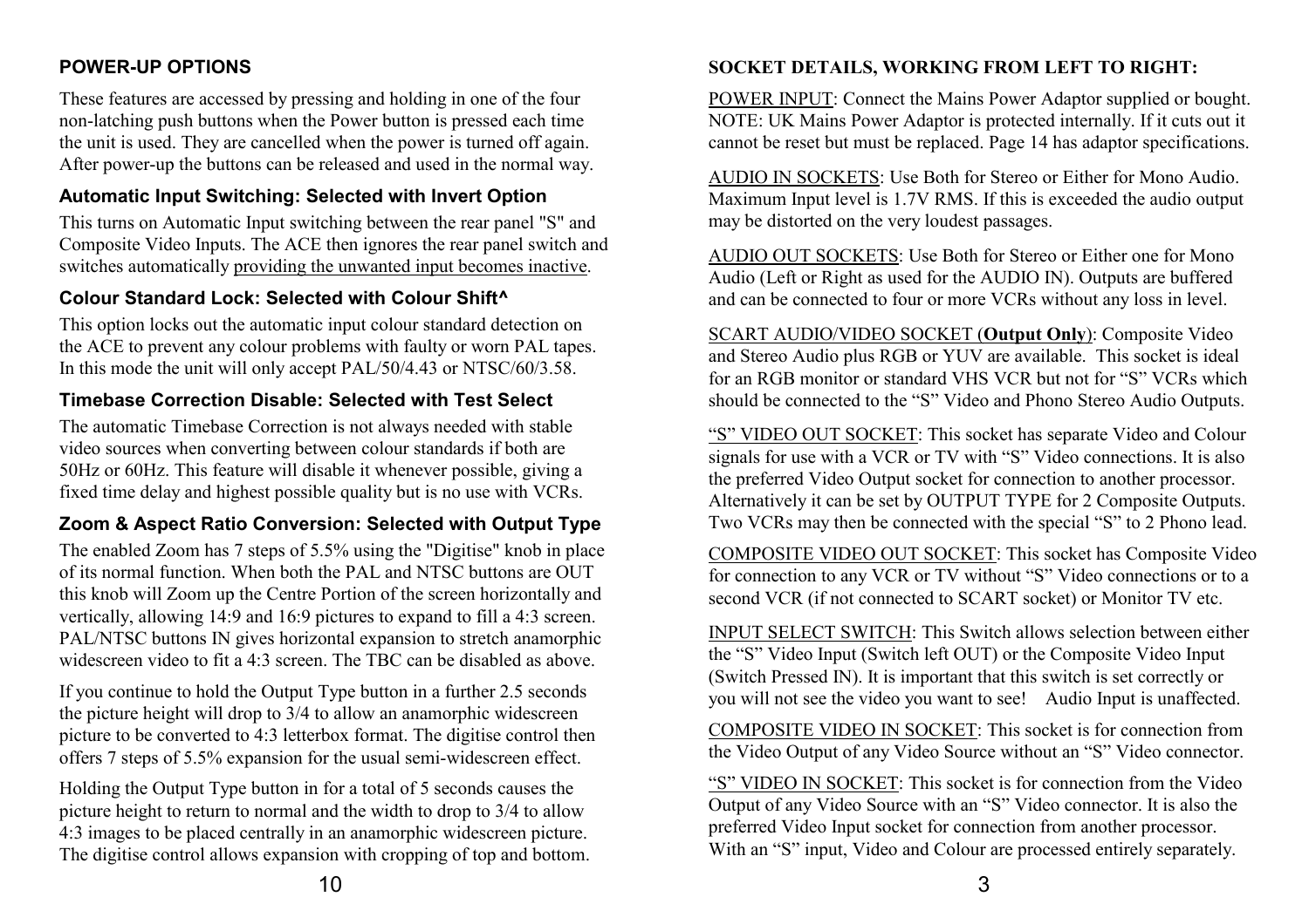## POWER-UP OPTIONS

These features are accessed by pressing and holding in one of the four non-latching push buttons when the Power button is pressed each time the unit is used. They are cancelled when the power is turned off again. After power-up the buttons can be released and used in the normal way.

### Automatic Input Switching: Selected with Invert Option

This turns on Automatic Input switching between the rear panel "S" and Composite Video Inputs. The ACE then ignores the rear panel switch and switches automatically providing the unwanted input becomes inactive.

### Colour Standard Lock: Selected with Colour Shift^

This option locks out the automatic input colour standard detection on the ACE to prevent any colour problems with faulty or worn PAL tapes. In this mode the unit will only accept PAL/50/4.43 or NTSC/60/3.58.

### Timebase Correction Disable: Selected with Test Select

The automatic Timebase Correction is not always needed with stable video sources when converting between colour standards if both are 50Hz or 60Hz. This feature will disable it whenever possible, giving a fixed time delay and highest possible quality but is no use with VCRs.

### Zoom & Aspect Ratio Conversion: Selected with Output Type

The enabled Zoom has 7 steps of 5.5% using the "Digitise" knob in place of its normal function. When both the PAL and NTSC buttons are OUT this knob will Zoom up the Centre Portion of the screen horizontally and vertically, allowing 14:9 and 16:9 pictures to expand to fill a 4:3 screen. PAL/NTSC buttons IN gives horizontal expansion to stretch anamorphic widescreen video to fit a 4:3 screen. The TBC can be disabled as above.

If you continue to hold the Output Type button in a further 2.5 seconds the picture height will drop to 3/4 to allow an anamorphic widescreen picture to be converted to 4:3 letterbox format. The digitise control then offers 7 steps of 5.5% expansion for the usual semi-widescreen effect.

Holding the Output Type button in for a total of 5 seconds causes the picture height to return to normal and the width to drop to 3/4 to allow 4:3 images to be placed centrally in an anamorphic widescreen picture. The digitise control allows expansion with cropping of top and bottom.

## SOCKET DETAILS, WORKING FROM LEFT TO RIGHT:

POWER INPUT: Connect the Mains Power Adaptor supplied or bought. NOTE: UK Mains Power Adaptor is protected internally. If it cuts out it cannot be reset but must be replaced. Page 14 has adaptor specifications.

AUDIO IN SOCKETS: Use Both for Stereo or Either for Mono Audio. Maximum Input level is 1.7V RMS. If this is exceeded the audio output may be distorted on the very loudest passages.

AUDIO OUT SOCKETS: Use Both for Stereo or Either one for Mono Audio (Left or Right as used for the AUDIO IN). Outputs are buffered and can be connected to four or more VCRs without any loss in level.

SCART AUDIO/VIDEO SOCKET (**Output Only**): Composite Video and Stereo Audio plus RGB or YUV are available. This socket is ideal for an RGB monitor or standard VHS VCR but not for “S” VCRs which should be connected to the “S” Video and Phono Stereo Audio Outputs.

“S” VIDEO OUT SOCKET: This socket has separate Video and Colour signals for use with a VCR or TV with “S” Video connections. It is also the preferred Video Output socket for connection to another processor. Alternatively it can be set by OUTPUT TYPE for 2 Composite Outputs. Two VCRs may then be connected with the special “S” to 2 Phono lead.

COMPOSITE VIDEO OUT SOCKET: This socket has Composite Video for connection to any VCR or TV without “S” Video connections or to a second VCR (if not connected to SCART socket) or Monitor TV etc.

INPUT SELECT SWITCH: This Switch allows selection between either the “S” Video Input (Switch left OUT) or the Composite Video Input (Switch Pressed IN). It is important that this switch is set correctly or you will not see the video you want to see! Audio Input is unaffected.

COMPOSITE VIDEO IN SOCKET: This socket is for connection from the Video Output of any Video Source without an “S” Video connector.

“S” VIDEO IN SOCKET: This socket is for connection from the Video Output of any Video Source with an “S” Video connector. It is also the preferred Video Input socket for connection from another processor. With an “S” input, Video and Colour are processed entirely separately.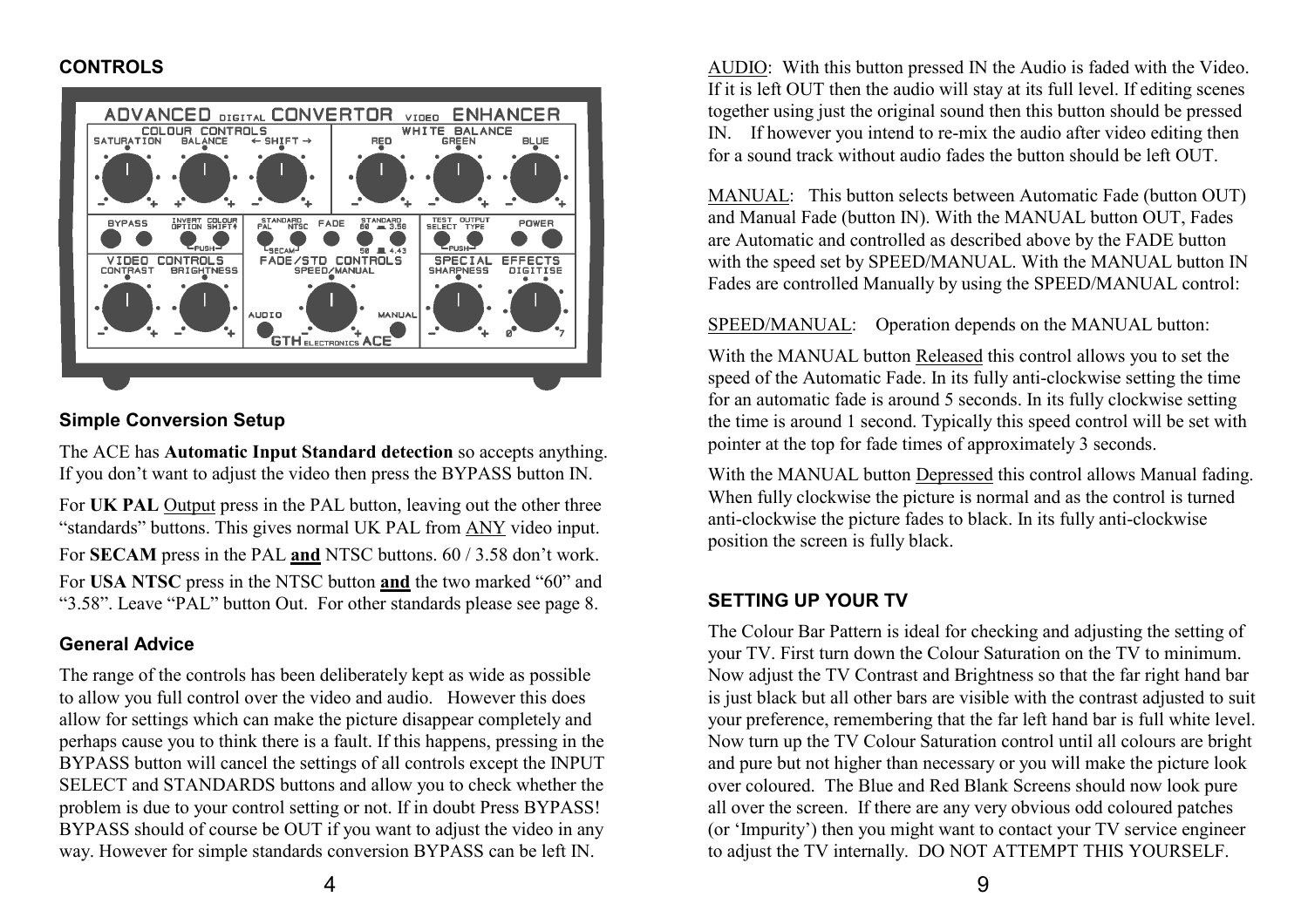## CONTROLS

## Simple Conversion Setup

The ACE has **Automatic Input Standard detection** so accepts anything. If you don't want to adjust the video then press the BYPASS button IN.

For **UK PAL** Output press in the PAL button, leaving out the other three "standards" buttons. This gives normal UK PAL from ANY video input.

For **SECAM** press in the PAL **and** NTSC buttons. 60 / 3.58 don't work.

For **USA NTSC** press in the NTSC button **and** the two marked "60" and "3.58". Leave "PAL" button Out. For other standards please see page 8.

## General Advice

The range of the controls has been deliberately kept as wide as possible to allow you full control over the video and audio. However this does allow for settings which can make the picture disappear completely and perhaps cause you to think there is a fault. If this happens, pressing in the BYPASS button will cancel the settings of all controls except the INPUT SELECT and STANDARDS buttons and allow you to check whether the problem is due to your control setting or not. If in doubt Press BYPASS! BYPASS should of course be OUT if you want to adjust the video in any way. However for simple standards conversion BYPASS can be left IN.

AUDIO: With this button pressed IN the Audio is faded with the Video. If it is left OUT then the audio will stay at its full level. If editing scenes together using just the original sound then this button should be pressed IN. If however you intend to re-mix the audio after video editing then for a sound track without audio fades the button should be left OUT.

MANUAL: This button selects between Automatic Fade (button OUT) and Manual Fade (button IN). With the MANUAL button OUT, Fades are Automatic and controlled as described above by the FADE button with the speed set by SPEED/MANUAL. With the MANUAL button IN Fades are controlled Manually by using the SPEED/MANUAL control:

SPEED/MANUAL: Operation depends on the MANUAL button:

With the MANUAL button Released this control allows you to set the speed of the Automatic Fade. In its fully anti-clockwise setting the time for an automatic fade is around 5 seconds. In its fully clockwise setting the time is around 1 second. Typically this speed control will be set with pointer at the top for fade times of approximately 3 seconds.

With the MANUAL button Depressed this control allows Manual fading. When fully clockwise the picture is normal and as the control is turned anti-clockwise the picture fades to black. In its fully anti-clockwise position the screen is fully black.

## SETTING UP YOUR TV

The Colour Bar Pattern is ideal for checking and adjusting the setting of your TV. First turn down the Colour Saturation on the TV to minimum. Now adjust the TV Contrast and Brightness so that the far right hand bar is just black but all other bars are visible with the contrast adjusted to suit your preference, remembering that the far left hand bar is full white level. Now turn up the TV Colour Saturation control until all colours are bright and pure but not higher than necessary or you will make the picture look over coloured. The Blue and Red Blank Screens should now look pure all over the screen. If there are any very obvious odd coloured patches (or 'Impurity') then you might want to contact your TV service engineer to adjust the TV internally. DO NOT ATTEMPT THIS YOURSELF.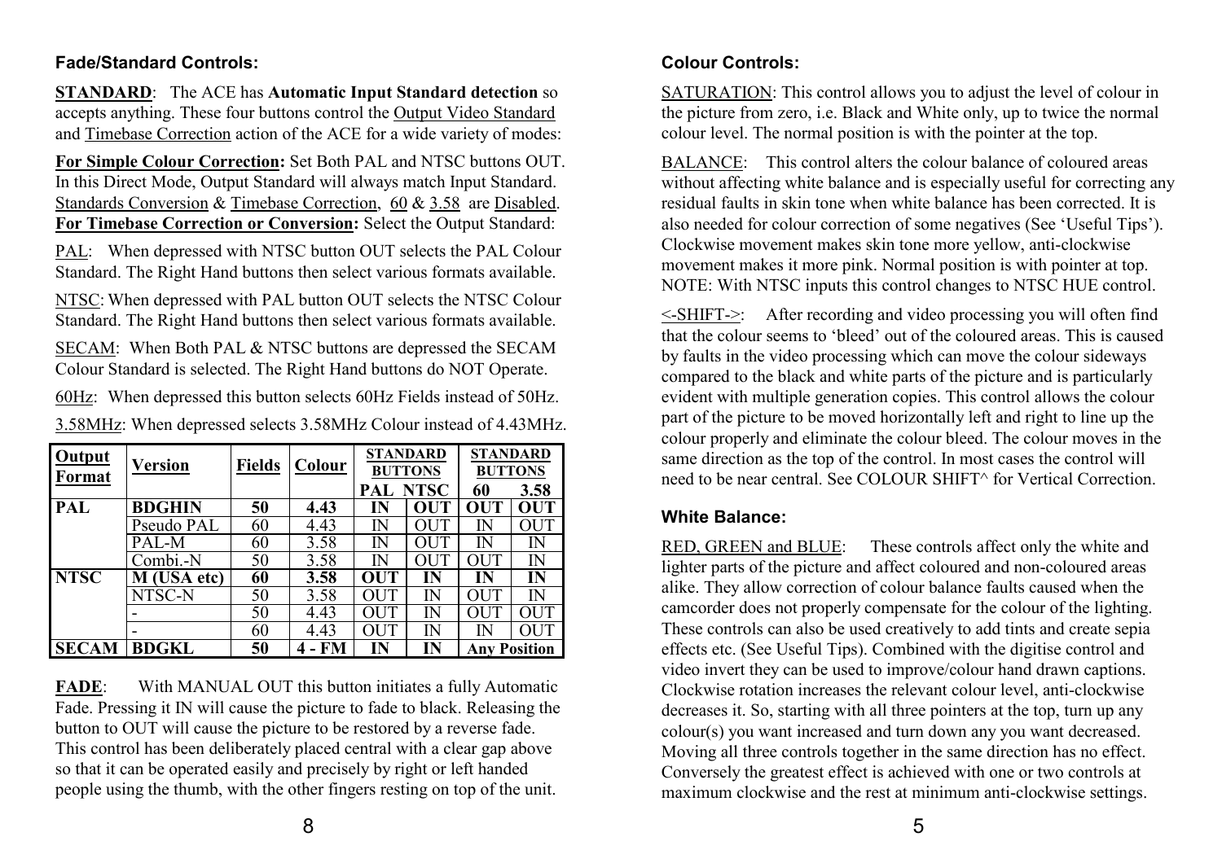## Fade/Standard Controls:

**STANDARD**: The ACE has **Automatic Input Standard detection** so accepts anything. These four buttons control the Output Video Standard and Timebase Correction action of the ACE for a wide variety of modes:

**For Simple Colour Correction:** Set Both PAL and NTSC buttons OUT. In this Direct Mode, Output Standard will always match Input Standard. Standards Conversion & Timebase Correction, 60 & 3.58 are Disabled.
**For Timebase Correction or Conversion:** Select the Output Standard:

PAL: When depressed with NTSC button OUT selects the PAL Colour Standard. The Right Hand buttons then select various formats available.

NTSC: When depressed with PAL button OUT selects the NTSC Colour Standard. The Right Hand buttons then select various formats available.

SECAM: When Both PAL & NTSC buttons are depressed the SECAM Colour Standard is selected. The Right Hand buttons do NOT Operate.

60Hz: When depressed this button selects 60Hz Fields instead of 50Hz.

3.58MHz: When depressed selects 3.58MHz Colour instead of 4.43MHz.

| Output Format | Version | Fields | Colour | STANDARD BUTTONS | | STANDARD BUTTONS | |
|---|---|---|---|---|---|---|---|
| | | | | PAL | NTSC | 60 | 3.58 |
| **PAL** | **BDGHIN** | **50** | **4.43** | **IN** | **OUT** | **OUT** | **OUT** |
| | Pseudo PAL | 60 | 4.43 | IN | OUT | IN | OUT |
| | PAL-M | 60 | 3.58 | IN | OUT | IN | IN |
| | Combi.-N | 50 | 3.58 | IN | OUT | OUT | IN |
| **NTSC** | **M (USA etc)** | **60** | **3.58** | **OUT** | **IN** | **IN** | **IN** |
| | NTSC-N | 50 | 3.58 | OUT | IN | OUT | IN |
| | - | 50 | 4.43 | OUT | IN | OUT | OUT |
| | - | 60 | 4.43 | OUT | IN | IN | OUT |
| **SECAM** | **BDGKL** | **50** | **4 - FM** | **IN** | **IN** | **Any Position** | |

**FADE**: With MANUAL OUT this button initiates a fully Automatic Fade. Pressing it IN will cause the picture to fade to black. Releasing the button to OUT will cause the picture to be restored by a reverse fade. This control has been deliberately placed central with a clear gap above so that it can be operated easily and precisely by right or left handed people using the thumb, with the other fingers resting on top of the unit.

## Colour Controls:

SATURATION: This control allows you to adjust the level of colour in the picture from zero, i.e. Black and White only, up to twice the normal colour level. The normal position is with the pointer at the top.

BALANCE: This control alters the colour balance of coloured areas without affecting white balance and is especially useful for correcting any residual faults in skin tone when white balance has been corrected. It is also needed for colour correction of some negatives (See 'Useful Tips'). Clockwise movement makes skin tone more yellow, anti-clockwise movement makes it more pink. Normal position is with pointer at top. NOTE: With NTSC inputs this control changes to NTSC HUE control.

<-SHIFT->: After recording and video processing you will often find that the colour seems to 'bleed' out of the coloured areas. This is caused by faults in the video processing which can move the colour sideways compared to the black and white parts of the picture and is particularly evident with multiple generation copies. This control allows the colour part of the picture to be moved horizontally left and right to line up the colour properly and eliminate the colour bleed. The colour moves in the same direction as the top of the control. In most cases the control will need to be near central. See COLOUR SHIFT^ for Vertical Correction.

## White Balance:

RED, GREEN and BLUE: These controls affect only the white and lighter parts of the picture and affect coloured and non-coloured areas alike. They allow correction of colour balance faults caused when the camcorder does not properly compensate for the colour of the lighting. These controls can also be used creatively to add tints and create sepia effects etc. (See Useful Tips). Combined with the digitise control and video invert they can be used to improve/colour hand drawn captions. Clockwise rotation increases the relevant colour level, anti-clockwise decreases it. So, starting with all three pointers at the top, turn up any colour(s) you want increased and turn down any you want decreased. Moving all three controls together in the same direction has no effect. Conversely the greatest effect is achieved with one or two controls at maximum clockwise and the rest at minimum anti-clockwise settings.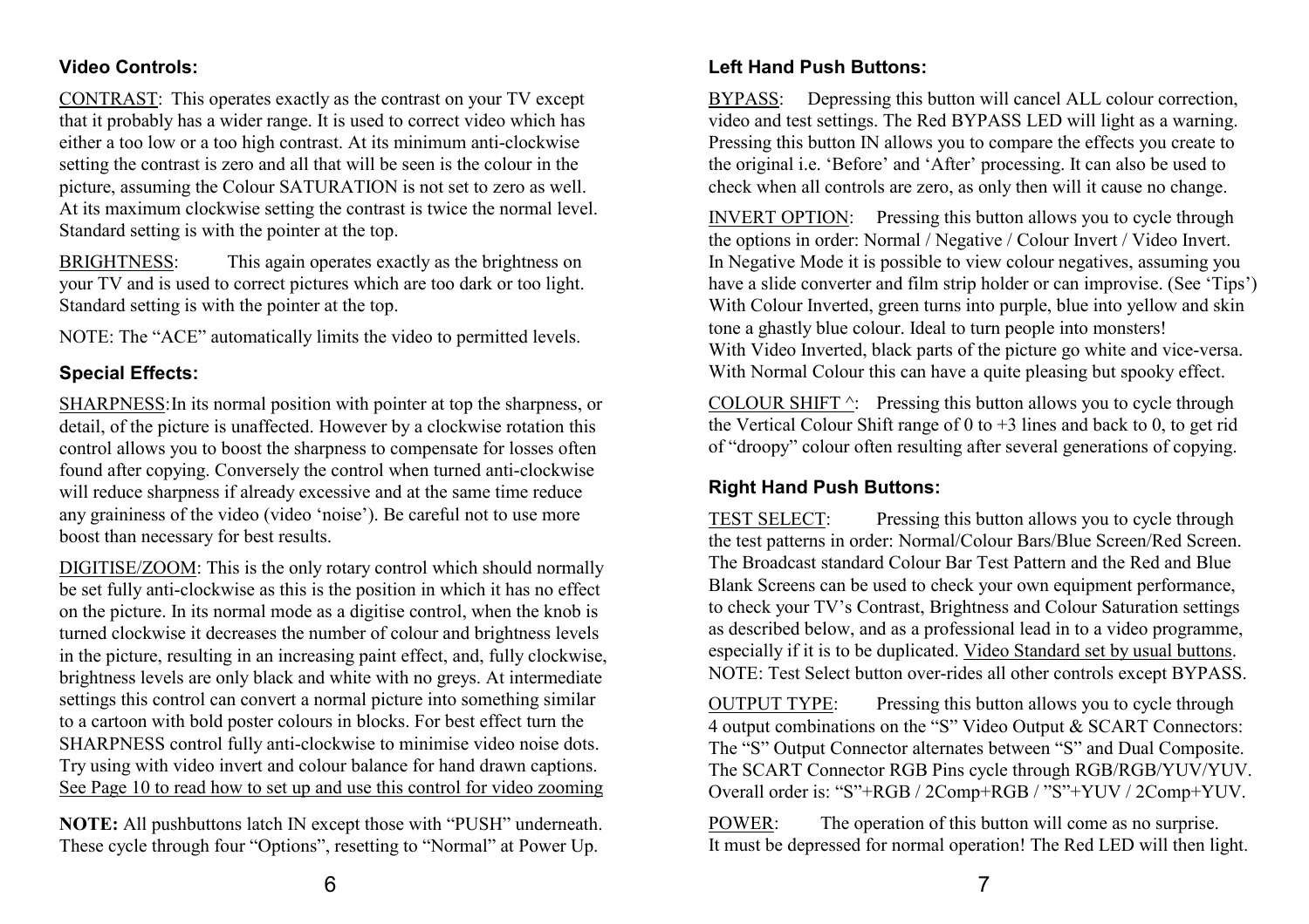### Video Controls:

CONTRAST: This operates exactly as the contrast on your TV except that it probably has a wider range. It is used to correct video which has either a too low or a too high contrast. At its minimum anti-clockwise setting the contrast is zero and all that will be seen is the colour in the picture, assuming the Colour SATURATION is not set to zero as well. At its maximum clockwise setting the contrast is twice the normal level. Standard setting is with the pointer at the top.

BRIGHTNESS: This again operates exactly as the brightness on your TV and is used to correct pictures which are too dark or too light. Standard setting is with the pointer at the top.

NOTE: The "ACE" automatically limits the video to permitted levels.

### Special Effects:

SHARPNESS: In its normal position with pointer at top the sharpness, or detail, of the picture is unaffected. However by a clockwise rotation this control allows you to boost the sharpness to compensate for losses often found after copying. Conversely the control when turned anti-clockwise will reduce sharpness if already excessive and at the same time reduce any graininess of the video (video 'noise'). Be careful not to use more boost than necessary for best results.

DIGITISE/ZOOM: This is the only rotary control which should normally be set fully anti-clockwise as this is the position in which it has no effect on the picture. In its normal mode as a digitise control, when the knob is turned clockwise it decreases the number of colour and brightness levels in the picture, resulting in an increasing paint effect, and, fully clockwise, brightness levels are only black and white with no greys. At intermediate settings this control can convert a normal picture into something similar to a cartoon with bold poster colours in blocks. For best effect turn the SHARPNESS control fully anti-clockwise to minimise video noise dots. Try using with video invert and colour balance for hand drawn captions. See Page 10 to read how to set up and use this control for video zooming

**NOTE:** All pushbuttons latch IN except those with "PUSH" underneath. These cycle through four "Options", resetting to "Normal" at Power Up.

### Left Hand Push Buttons:

BYPASS: Depressing this button will cancel ALL colour correction, video and test settings. The Red BYPASS LED will light as a warning. Pressing this button IN allows you to compare the effects you create to the original i.e. 'Before' and 'After' processing. It can also be used to check when all controls are zero, as only then will it cause no change.

INVERT OPTION: Pressing this button allows you to cycle through the options in order: Normal / Negative / Colour Invert / Video Invert. In Negative Mode it is possible to view colour negatives, assuming you have a slide converter and film strip holder or can improvise. (See 'Tips') With Colour Inverted, green turns into purple, blue into yellow and skin tone a ghastly blue colour. Ideal to turn people into monsters! With Video Inverted, black parts of the picture go white and vice-versa. With Normal Colour this can have a quite pleasing but spooky effect.

COLOUR SHIFT ^: Pressing this button allows you to cycle through the Vertical Colour Shift range of 0 to +3 lines and back to 0, to get rid of "droopy" colour often resulting after several generations of copying.

### Right Hand Push Buttons:

TEST SELECT: Pressing this button allows you to cycle through the test patterns in order: Normal/Colour Bars/Blue Screen/Red Screen. The Broadcast standard Colour Bar Test Pattern and the Red and Blue Blank Screens can be used to check your own equipment performance, to check your TV's Contrast, Brightness and Colour Saturation settings as described below, and as a professional lead in to a video programme, especially if it is to be duplicated. Video Standard set by usual buttons. NOTE: Test Select button over-rides all other controls except BYPASS.

OUTPUT TYPE: Pressing this button allows you to cycle through 4 output combinations on the "S" Video Output & SCART Connectors: The "S" Output Connector alternates between "S" and Dual Composite. The SCART Connector RGB Pins cycle through RGB/RGB/YUV/YUV. Overall order is: "S"+RGB / 2Comp+RGB / "S"+YUV / 2Comp+YUV.

POWER: The operation of this button will come as no surprise. It must be depressed for normal operation! The Red LED will then light.